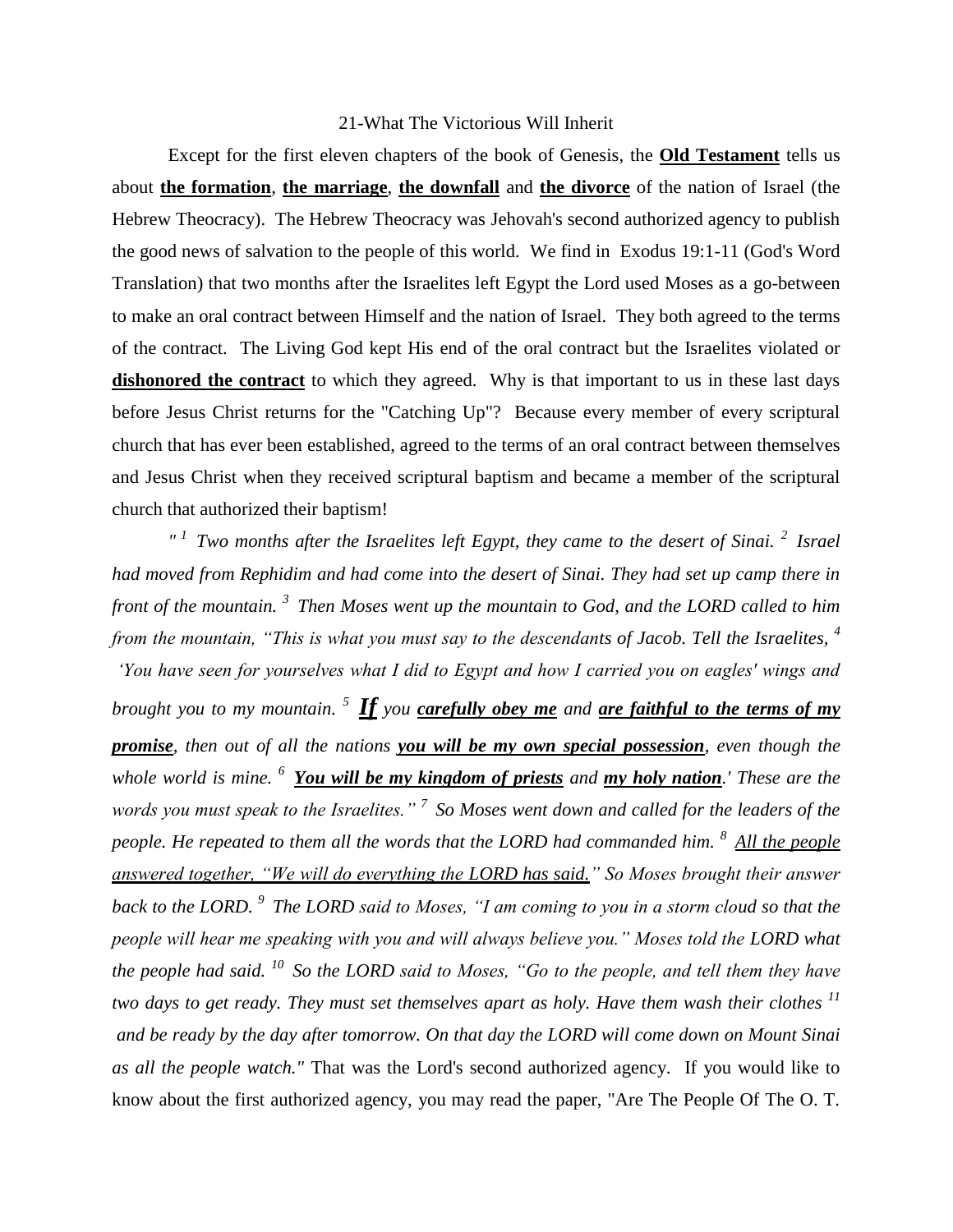# 21-What The Victorious Will Inherit

Except for the first eleven chapters of the book of Genesis, the **<u>Old Testament</u>** tells us about **<u>the formation</u>**, **<u>the marriage</u>**, **<u>the downfall</u>** and **<u>the divorce</u>** of the nation of Israel (the Hebrew Theocracy). The Hebrew Theocracy was Jehovah's second authorized agency to publish the good news of salvation to the people of this world. We find in Exodus 19:1-11 (God's Word Translation) that two months after the Israelites left Egypt the Lord used Moses as a go-between to make an oral contract between Himself and the nation of Israel. They both agreed to the terms of the contract. The Living God kept His end of the oral contract but the Israelites violated or **<u>dishonored the contract</u>** to which they agreed. Why is that important to us in these last days before Jesus Christ returns for the "Catching Up"? Because every member of every scriptural church that has ever been established, agreed to the terms of an oral contract between themselves and Jesus Christ when they received scriptural baptism and became a member of the scriptural church that authorized their baptism!

*" [1] Two months after the Israelites left Egypt, they came to the desert of Sinai. [2] Israel had moved from Rephidim and had come into the desert of Sinai. They had set up camp there in front of the mountain. [3] Then Moses went up the mountain to God, and the LORD called to him from the mountain, "This is what you must say to the descendants of Jacob. Tell the Israelites, [4] 'You have seen for yourselves what I did to Egypt and how I carried you on eagles' wings and brought you to my mountain. [5]* ***<u>If</u>*** *you* ***<u>carefully obey me</u>*** *and* ***<u>are faithful to the terms of my promise</u>****, then out of all the nations* ***<u>you will be my own special possession</u>****, even though the whole world is mine. [6]* ***<u>You will be my kingdom of priests</u>*** *and* ***<u>my holy nation</u>****.' These are the words you must speak to the Israelites." [7] So Moses went down and called for the leaders of the people. He repeated to them all the words that the LORD had commanded him. [8]* *<u>All the people answered together, "We will do everything the LORD has said."</u>* *So Moses brought their answer back to the LORD. [9] The LORD said to Moses, "I am coming to you in a storm cloud so that the people will hear me speaking with you and will always believe you." Moses told the LORD what the people had said. [10] So the LORD said to Moses, "Go to the people, and tell them they have two days to get ready. They must set themselves apart as holy. Have them wash their clothes [11] and be ready by the day after tomorrow. On that day the LORD will come down on Mount Sinai as all the people watch."* That was the Lord's second authorized agency. If you would like to know about the first authorized agency, you may read the paper, "Are The People Of The O. T.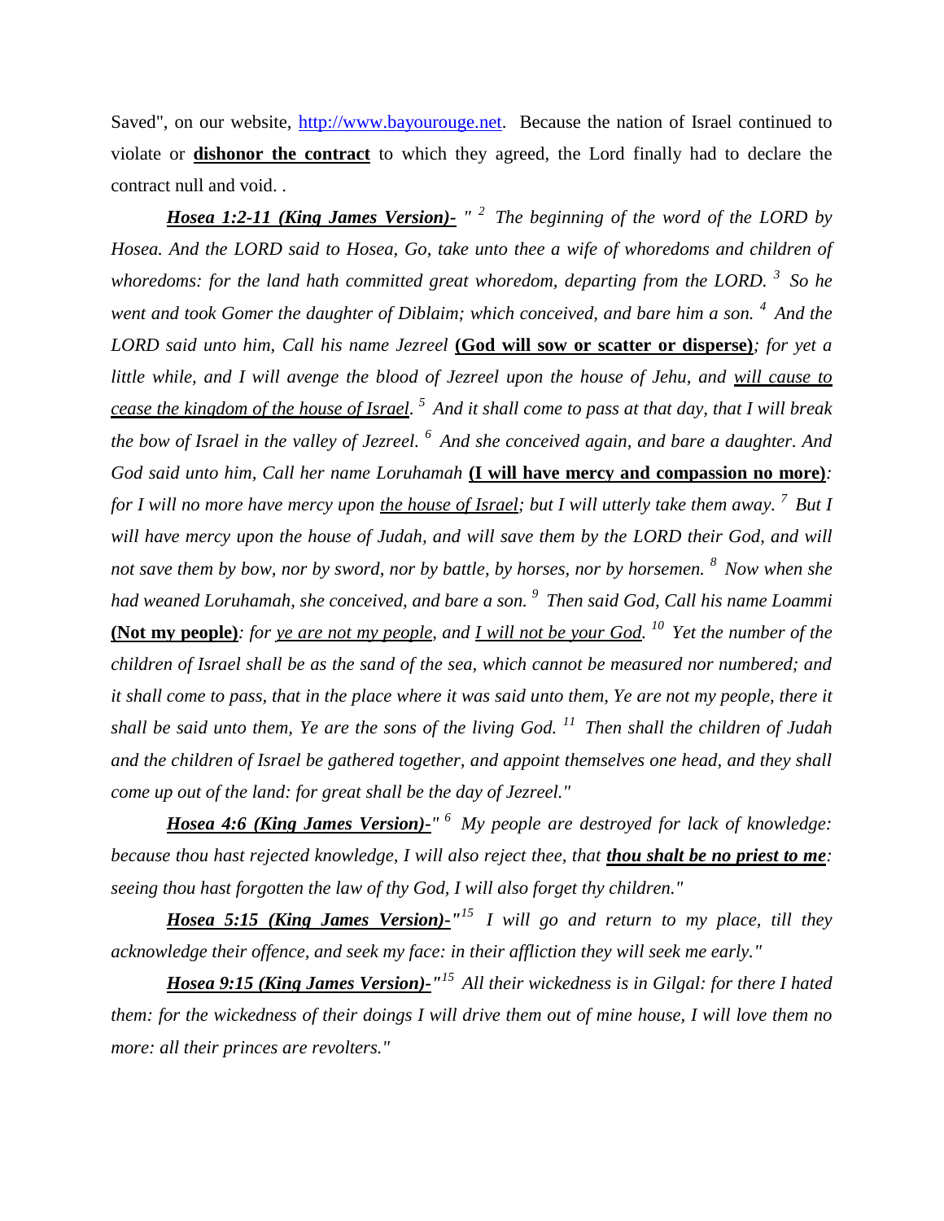Saved", on our website, http://www.bayourouge.net. Because the nation of Israel continued to violate or **dishonor the contract** to which they agreed, the Lord finally had to declare the contract null and void. .

***Hosea 1:2-11 (King James Version)-*** *"* [2] *The beginning of the word of the LORD by Hosea. And the LORD said to Hosea, Go, take unto thee a wife of whoredoms and children of whoredoms: for the land hath committed great whoredom, departing from the LORD.* [3] *So he went and took Gomer the daughter of Diblaim; which conceived, and bare him a son.* [4] *And the LORD said unto him, Call his name Jezreel* **(God will sow or scatter or disperse)***; for yet a little while, and I will avenge the blood of Jezreel upon the house of Jehu, and will cause to cease the kingdom of the house of Israel.* [5] *And it shall come to pass at that day, that I will break the bow of Israel in the valley of Jezreel.* [6] *And she conceived again, and bare a daughter. And God said unto him, Call her name Loruhamah* **(I will have mercy and compassion no more)***: for I will no more have mercy upon the house of Israel; but I will utterly take them away.* [7] *But I will have mercy upon the house of Judah, and will save them by the LORD their God, and will not save them by bow, nor by sword, nor by battle, by horses, nor by horsemen.* [8] *Now when she had weaned Loruhamah, she conceived, and bare a son.* [9] *Then said God, Call his name Loammi* **(Not my people)***: for ye are not my people, and I will not be your God.* [10] *Yet the number of the children of Israel shall be as the sand of the sea, which cannot be measured nor numbered; and it shall come to pass, that in the place where it was said unto them, Ye are not my people, there it shall be said unto them, Ye are the sons of the living God.* [11] *Then shall the children of Judah and the children of Israel be gathered together, and appoint themselves one head, and they shall come up out of the land: for great shall be the day of Jezreel."*

***Hosea 4:6 (King James Version)-*** *"* [6] *My people are destroyed for lack of knowledge: because thou hast rejected knowledge, I will also reject thee, that* ***thou shalt be no priest to me****: seeing thou hast forgotten the law of thy God, I will also forget thy children."*

***Hosea 5:15 (King James Version)-*** *"* [15] *I will go and return to my place, till they acknowledge their offence, and seek my face: in their affliction they will seek me early."*

***Hosea 9:15 (King James Version)-*** *"* [15] *All their wickedness is in Gilgal: for there I hated them: for the wickedness of their doings I will drive them out of mine house, I will love them no more: all their princes are revolters."*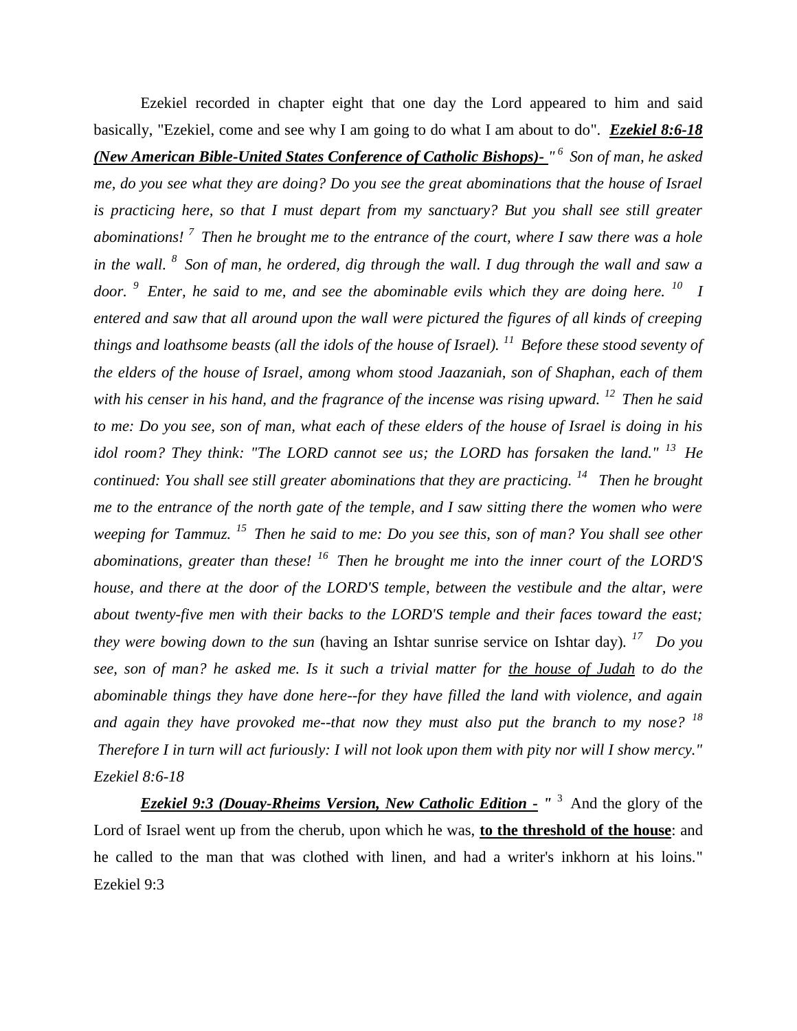Ezekiel recorded in chapter eight that one day the Lord appeared to him and said basically, "Ezekiel, come and see why I am going to do what I am about to do". ***Ezekiel 8:6-18 (New American Bible-United States Conference of Catholic Bishops)-*** *"[6] Son of man, he asked me, do you see what they are doing? Do you see the great abominations that the house of Israel is practicing here, so that I must depart from my sanctuary? But you shall see still greater abominations! [7] Then he brought me to the entrance of the court, where I saw there was a hole in the wall. [8] Son of man, he ordered, dig through the wall. I dug through the wall and saw a door. [9] Enter, he said to me, and see the abominable evils which they are doing here. [10] I entered and saw that all around upon the wall were pictured the figures of all kinds of creeping things and loathsome beasts (all the idols of the house of Israel). [11] Before these stood seventy of the elders of the house of Israel, among whom stood Jaazaniah, son of Shaphan, each of them with his censer in his hand, and the fragrance of the incense was rising upward. [12] Then he said to me: Do you see, son of man, what each of these elders of the house of Israel is doing in his idol room? They think: "The LORD cannot see us; the LORD has forsaken the land." [13] He continued: You shall see still greater abominations that they are practicing. [14] Then he brought me to the entrance of the north gate of the temple, and I saw sitting there the women who were weeping for Tammuz. [15] Then he said to me: Do you see this, son of man? You shall see other abominations, greater than these! [16] Then he brought me into the inner court of the LORD'S house, and there at the door of the LORD'S temple, between the vestibule and the altar, were about twenty-five men with their backs to the LORD'S temple and their faces toward the east; they were bowing down to the sun* (having an Ishtar sunrise service on Ishtar day)*. [17] Do you see, son of man? he asked me. Is it such a trivial matter for <u>the house of Judah</u> to do the abominable things they have done here--for they have filled the land with violence, and again and again they have provoked me--that now they must also put the branch to my nose? [18] Therefore I in turn will act furiously: I will not look upon them with pity nor will I show mercy." Ezekiel 8:6-18*

***Ezekiel 9:3 (Douay-Rheims Version, New Catholic Edition -*** *"* [3] And the glory of the Lord of Israel went up from the cherub, upon which he was, **<u>to the threshold of the house</u>**: and he called to the man that was clothed with linen, and had a writer's inkhorn at his loins." Ezekiel 9:3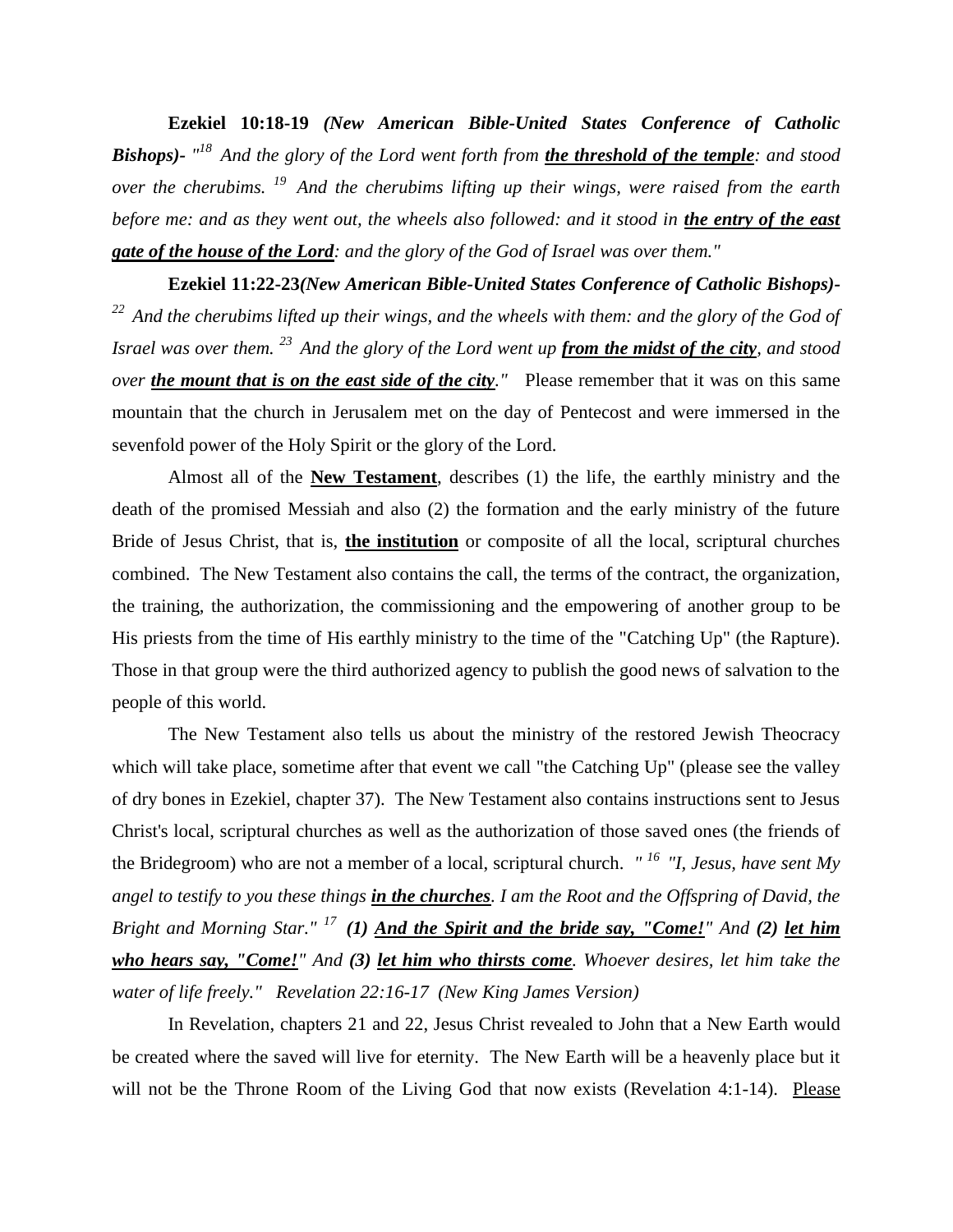**Ezekiel 10:18-19** ***(New American Bible-United States Conference of Catholic Bishops)-*** *"[18] And the glory of the Lord went forth from* ***__the threshold of the temple__****: and stood over the cherubims. [19] And the cherubims lifting up their wings, were raised from the earth before me: and as they went out, the wheels also followed: and it stood in* ***__the entry of the east gate of the house of the Lord__****: and the glory of the God of Israel was over them."*

**Ezekiel 11:22-23*****(New American Bible-United States Conference of Catholic Bishops)-*** *[22] And the cherubims lifted up their wings, and the wheels with them: and the glory of the God of Israel was over them. [23] And the glory of the Lord went up* ***__from the midst of the city__****, and stood over* ***__the mount that is on the east side of the city__****."* Please remember that it was on this same mountain that the church in Jerusalem met on the day of Pentecost and were immersed in the sevenfold power of the Holy Spirit or the glory of the Lord.

Almost all of the **__New Testament__**, describes (1) the life, the earthly ministry and the death of the promised Messiah and also (2) the formation and the early ministry of the future Bride of Jesus Christ, that is, **__the institution__** or composite of all the local, scriptural churches combined. The New Testament also contains the call, the terms of the contract, the organization, the training, the authorization, the commissioning and the empowering of another group to be His priests from the time of His earthly ministry to the time of the "Catching Up" (the Rapture). Those in that group were the third authorized agency to publish the good news of salvation to the people of this world.

The New Testament also tells us about the ministry of the restored Jewish Theocracy which will take place, sometime after that event we call "the Catching Up" (please see the valley of dry bones in Ezekiel, chapter 37). The New Testament also contains instructions sent to Jesus Christ's local, scriptural churches as well as the authorization of those saved ones (the friends of the Bridegroom) who are not a member of a local, scriptural church. *" [16] "I, Jesus, have sent My angel to testify to you these things* ***__in the churches__****. I am the Root and the Offspring of David, the Bright and Morning Star." [17]* ***(1) __And the Spirit and the bride say, "Come!__****" And* ***(2) __let him who hears say, "Come!__****" And* ***(3) __let him who thirsts come__****. Whoever desires, let him take the water of life freely." Revelation 22:16-17 (New King James Version)*

In Revelation, chapters 21 and 22, Jesus Christ revealed to John that a New Earth would be created where the saved will live for eternity. The New Earth will be a heavenly place but it will not be the Throne Room of the Living God that now exists (Revelation 4:1-14). __Please__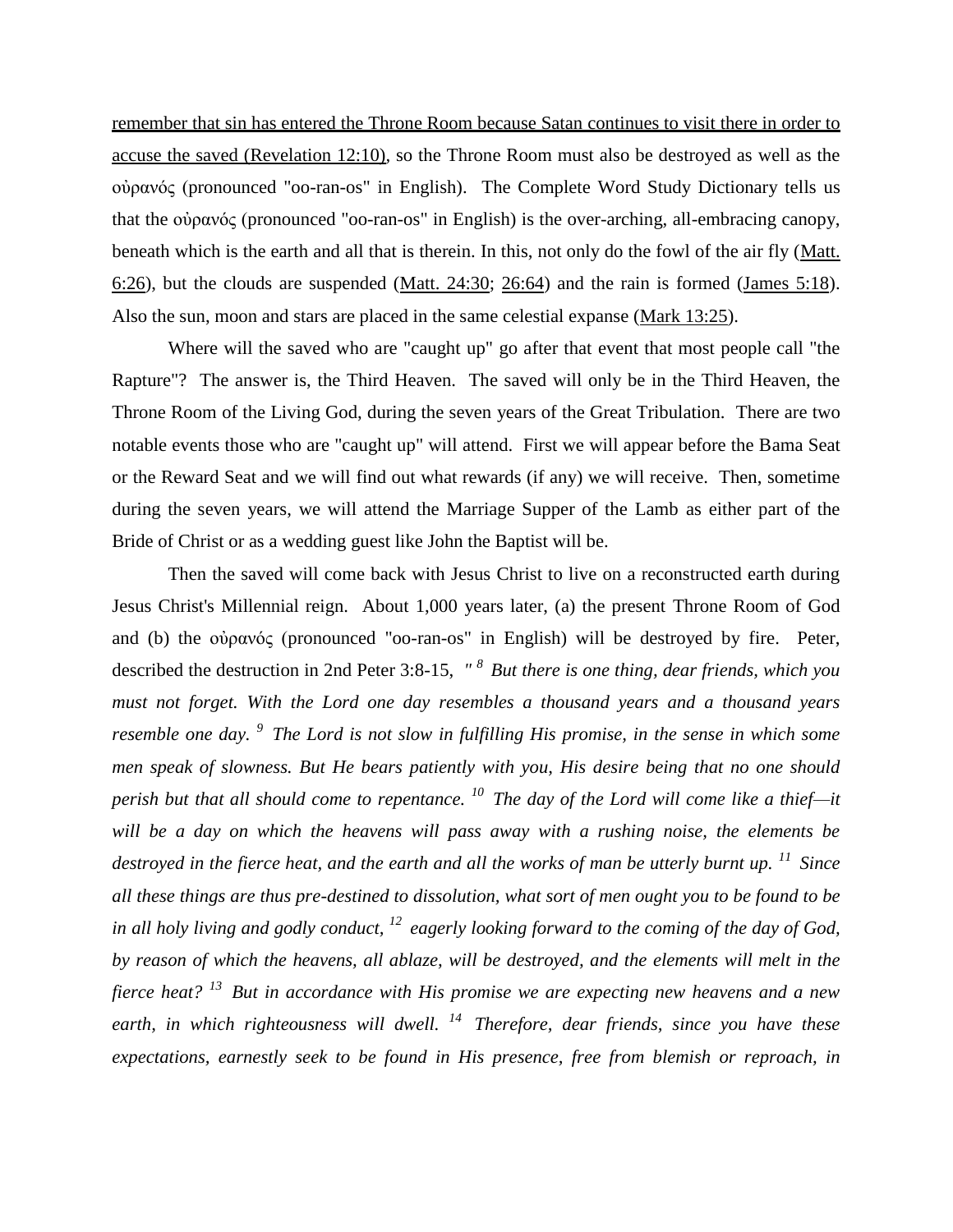remember that sin has entered the Throne Room because Satan continues to visit there in order to accuse the saved (Revelation 12:10), so the Throne Room must also be destroyed as well as the οὐρανός (pronounced "oo-ran-os" in English). The Complete Word Study Dictionary tells us that the οὐρανός (pronounced "oo-ran-os" in English) is the over-arching, all-embracing canopy, beneath which is the earth and all that is therein. In this, not only do the fowl of the air fly (Matt. 6:26), but the clouds are suspended (Matt. 24:30; 26:64) and the rain is formed (James 5:18). Also the sun, moon and stars are placed in the same celestial expanse (Mark 13:25).

Where will the saved who are "caught up" go after that event that most people call "the Rapture"? The answer is, the Third Heaven. The saved will only be in the Third Heaven, the Throne Room of the Living God, during the seven years of the Great Tribulation. There are two notable events those who are "caught up" will attend. First we will appear before the Bama Seat or the Reward Seat and we will find out what rewards (if any) we will receive. Then, sometime during the seven years, we will attend the Marriage Supper of the Lamb as either part of the Bride of Christ or as a wedding guest like John the Baptist will be.

Then the saved will come back with Jesus Christ to live on a reconstructed earth during Jesus Christ's Millennial reign. About 1,000 years later, (a) the present Throne Room of God and (b) the οὐρανός (pronounced "oo-ran-os" in English) will be destroyed by fire. Peter, described the destruction in 2nd Peter 3:8-15, *" [8] But there is one thing, dear friends, which you must not forget. With the Lord one day resembles a thousand years and a thousand years resemble one day. [9] The Lord is not slow in fulfilling His promise, in the sense in which some men speak of slowness. But He bears patiently with you, His desire being that no one should perish but that all should come to repentance. [10] The day of the Lord will come like a thief—it will be a day on which the heavens will pass away with a rushing noise, the elements be destroyed in the fierce heat, and the earth and all the works of man be utterly burnt up. [11] Since all these things are thus pre-destined to dissolution, what sort of men ought you to be found to be in all holy living and godly conduct, [12] eagerly looking forward to the coming of the day of God, by reason of which the heavens, all ablaze, will be destroyed, and the elements will melt in the fierce heat? [13] But in accordance with His promise we are expecting new heavens and a new earth, in which righteousness will dwell. [14] Therefore, dear friends, since you have these expectations, earnestly seek to be found in His presence, free from blemish or reproach, in*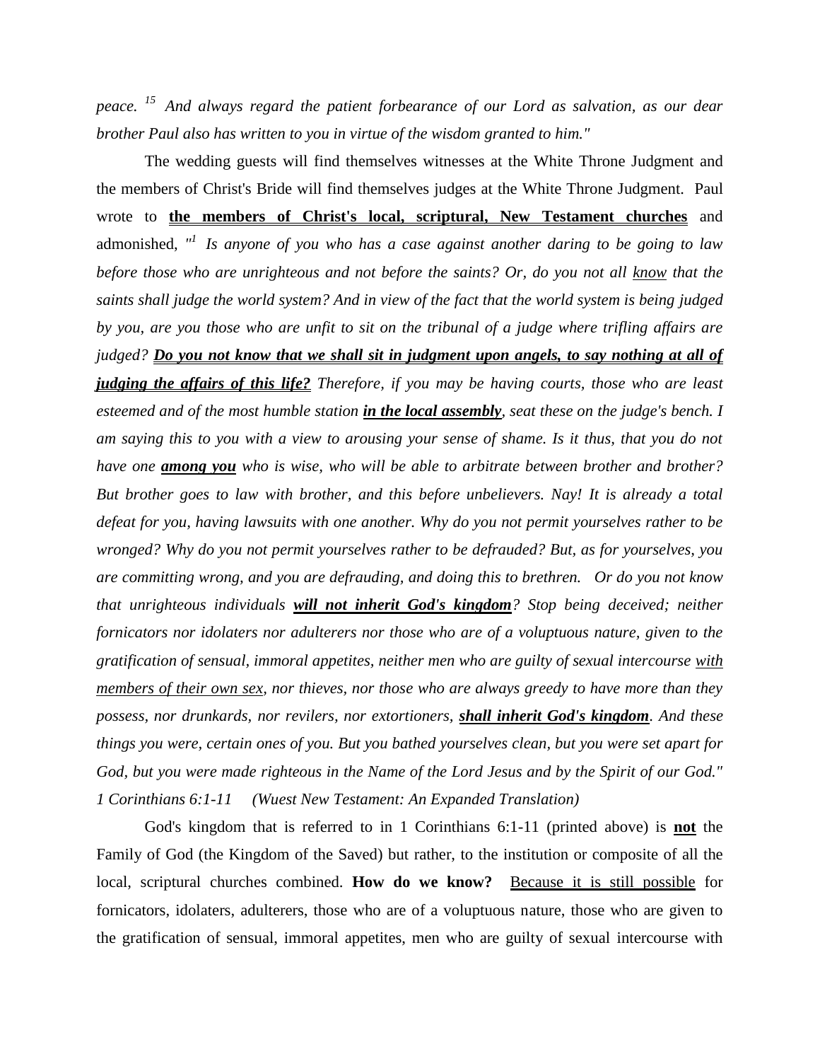*peace.* [15] *And always regard the patient forbearance of our Lord as salvation, as our dear brother Paul also has written to you in virtue of the wisdom granted to him."*

The wedding guests will find themselves witnesses at the White Throne Judgment and the members of Christ's Bride will find themselves judges at the White Throne Judgment. Paul wrote to **<u>the members of Christ's local, scriptural, New Testament churches</u>** and admonished, *"*[1] *Is anyone of you who has a case against another daring to be going to law before those who are unrighteous and not before the saints? Or, do you not all <u>know</u> that the saints shall judge the world system? And in view of the fact that the world system is being judged by you, are you those who are unfit to sit on the tribunal of a judge where trifling affairs are judged? **<u>Do you not know that we shall sit in judgment upon angels, to say nothing at all of judging the affairs of this life?</u>** Therefore, if you may be having courts, those who are least esteemed and of the most humble station **<u>in the local assembly</u>**, seat these on the judge's bench. I am saying this to you with a view to arousing your sense of shame. Is it thus, that you do not have one **<u>among you</u>** who is wise, who will be able to arbitrate between brother and brother? But brother goes to law with brother, and this before unbelievers. Nay! It is already a total defeat for you, having lawsuits with one another. Why do you not permit yourselves rather to be wronged? Why do you not permit yourselves rather to be defrauded? But, as for yourselves, you are committing wrong, and you are defrauding, and doing this to brethren. Or do you not know that unrighteous individuals **<u>will not inherit God's kingdom</u>**? Stop being deceived; neither fornicators nor idolaters nor adulterers nor those who are of a voluptuous nature, given to the gratification of sensual, immoral appetites, neither men who are guilty of sexual intercourse <u>with members of their own sex</u>, nor thieves, nor those who are always greedy to have more than they possess, nor drunkards, nor revilers, nor extortioners, **<u>shall inherit God's kingdom</u>**. And these things you were, certain ones of you. But you bathed yourselves clean, but you were set apart for God, but you were made righteous in the Name of the Lord Jesus and by the Spirit of our God." 1 Corinthians 6:1-11 (Wuest New Testament: An Expanded Translation)*

God's kingdom that is referred to in 1 Corinthians 6:1-11 (printed above) is **<u>not</u>** the Family of God (the Kingdom of the Saved) but rather, to the institution or composite of all the local, scriptural churches combined. **How do we know?** <u>Because it is still possible</u> for fornicators, idolaters, adulterers, those who are of a voluptuous nature, those who are given to the gratification of sensual, immoral appetites, men who are guilty of sexual intercourse with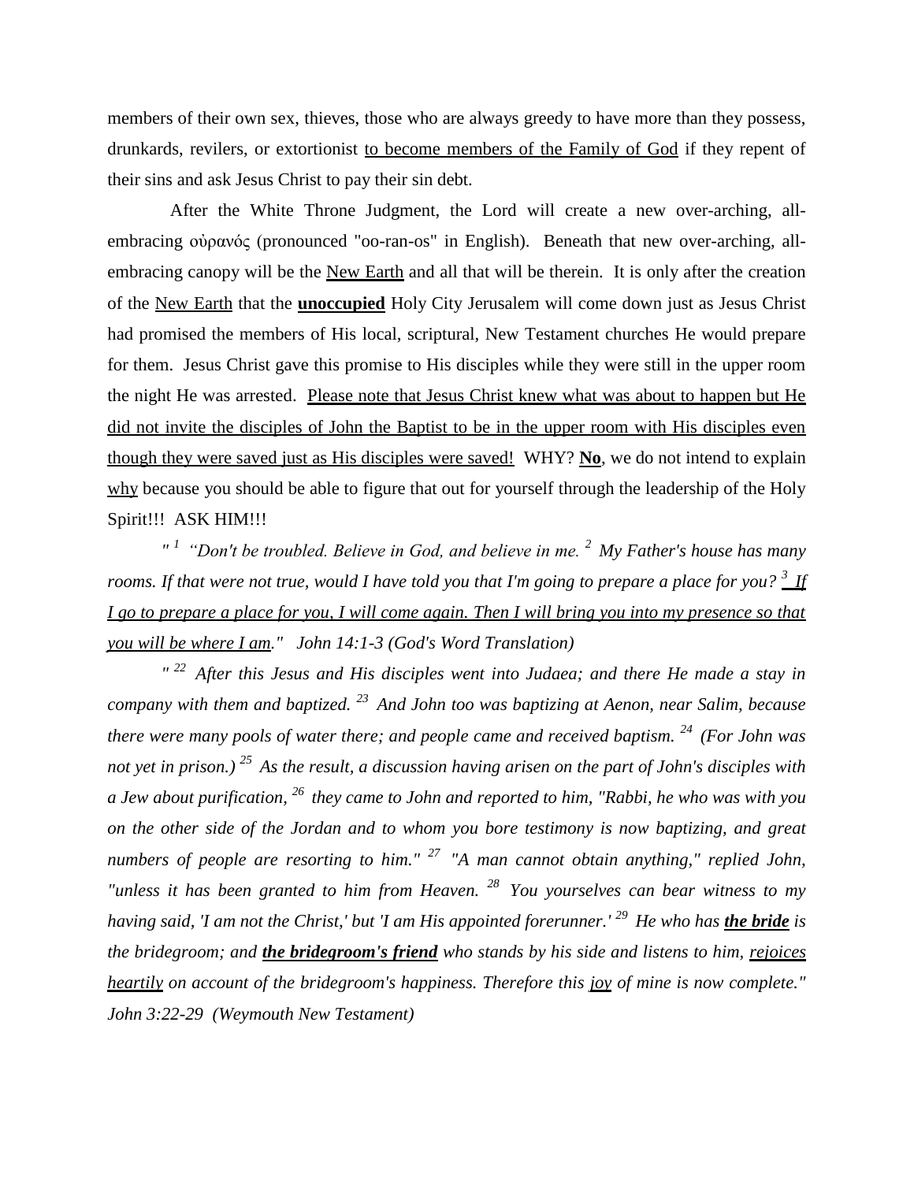members of their own sex, thieves, those who are always greedy to have more than they possess, drunkards, revilers, or extortionist <u>to become members of the Family of God</u> if they repent of their sins and ask Jesus Christ to pay their sin debt.

After the White Throne Judgment, the Lord will create a new over-arching, all-embracing οὐρανός (pronounced "oo-ran-os" in English). Beneath that new over-arching, all-embracing canopy will be the <u>New Earth</u> and all that will be therein. It is only after the creation of the <u>New Earth</u> that the <u>**unoccupied**</u> Holy City Jerusalem will come down just as Jesus Christ had promised the members of His local, scriptural, New Testament churches He would prepare for them. Jesus Christ gave this promise to His disciples while they were still in the upper room the night He was arrested. <u>Please note that Jesus Christ knew what was about to happen but He did not invite the disciples of John the Baptist to be in the upper room with His disciples even though they were saved just as His disciples were saved!</u> WHY? <u>**No**</u>, we do not intend to explain <u>why</u> because you should be able to figure that out for yourself through the leadership of the Holy Spirit!!! ASK HIM!!!

*" [1] "Don't be troubled. Believe in God, and believe in me. [2] My Father's house has many rooms. If that were not true, would I have told you that I'm going to prepare a place for you? [3] <u>If I go to prepare a place for you, I will come again. Then I will bring you into my presence so that you will be where I am</u>." John 14:1-3 (God's Word Translation)*

*" [22] After this Jesus and His disciples went into Judaea; and there He made a stay in company with them and baptized. [23] And John too was baptizing at Aenon, near Salim, because there were many pools of water there; and people came and received baptism. [24] (For John was not yet in prison.) [25] As the result, a discussion having arisen on the part of John's disciples with a Jew about purification, [26] they came to John and reported to him, "Rabbi, he who was with you on the other side of the Jordan and to whom you bore testimony is now baptizing, and great numbers of people are resorting to him." [27] "A man cannot obtain anything," replied John, "unless it has been granted to him from Heaven. [28] You yourselves can bear witness to my having said, 'I am not the Christ,' but 'I am His appointed forerunner.' [29] He who has <u>**the bride**</u> is the bridegroom; and <u>**the bridegroom's friend**</u> who stands by his side and listens to him, <u>rejoices heartily</u> on account of the bridegroom's happiness. Therefore this <u>joy</u> of mine is now complete." John 3:22-29 (Weymouth New Testament)*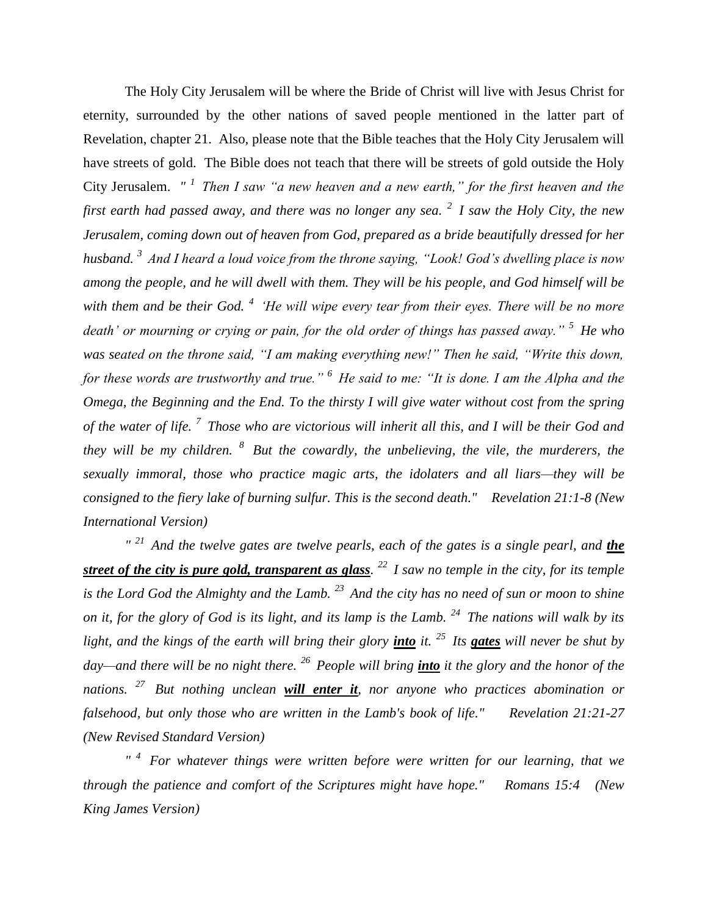The Holy City Jerusalem will be where the Bride of Christ will live with Jesus Christ for eternity, surrounded by the other nations of saved people mentioned in the latter part of Revelation, chapter 21. Also, please note that the Bible teaches that the Holy City Jerusalem will have streets of gold. The Bible does not teach that there will be streets of gold outside the Holy City Jerusalem. *" [1] Then I saw "a new heaven and a new earth," for the first heaven and the first earth had passed away, and there was no longer any sea. [2] I saw the Holy City, the new Jerusalem, coming down out of heaven from God, prepared as a bride beautifully dressed for her husband. [3] And I heard a loud voice from the throne saying, "Look! God's dwelling place is now among the people, and he will dwell with them. They will be his people, and God himself will be with them and be their God. [4] 'He will wipe every tear from their eyes. There will be no more death' or mourning or crying or pain, for the old order of things has passed away." [5] He who was seated on the throne said, "I am making everything new!" Then he said, "Write this down, for these words are trustworthy and true." [6] He said to me: "It is done. I am the Alpha and the Omega, the Beginning and the End. To the thirsty I will give water without cost from the spring of the water of life. [7] Those who are victorious will inherit all this, and I will be their God and they will be my children. [8] But the cowardly, the unbelieving, the vile, the murderers, the sexually immoral, those who practice magic arts, the idolaters and all liars—they will be consigned to the fiery lake of burning sulfur. This is the second death." Revelation 21:1-8 (New International Version)*

*" [21] And the twelve gates are twelve pearls, each of the gates is a single pearl, and **<u>the street of the city is pure gold, transparent as glass</u>**. [22] I saw no temple in the city, for its temple is the Lord God the Almighty and the Lamb. [23] And the city has no need of sun or moon to shine on it, for the glory of God is its light, and its lamp is the Lamb. [24] The nations will walk by its light, and the kings of the earth will bring their glory **<u>into</u>** it. [25] Its **<u>gates</u>** will never be shut by day—and there will be no night there. [26] People will bring **<u>into</u>** it the glory and the honor of the nations. [27] But nothing unclean **<u>will enter it</u>**, nor anyone who practices abomination or falsehood, but only those who are written in the Lamb's book of life." Revelation 21:21-27 (New Revised Standard Version)*

*" [4] For whatever things were written before were written for our learning, that we through the patience and comfort of the Scriptures might have hope." Romans 15:4 (New King James Version)*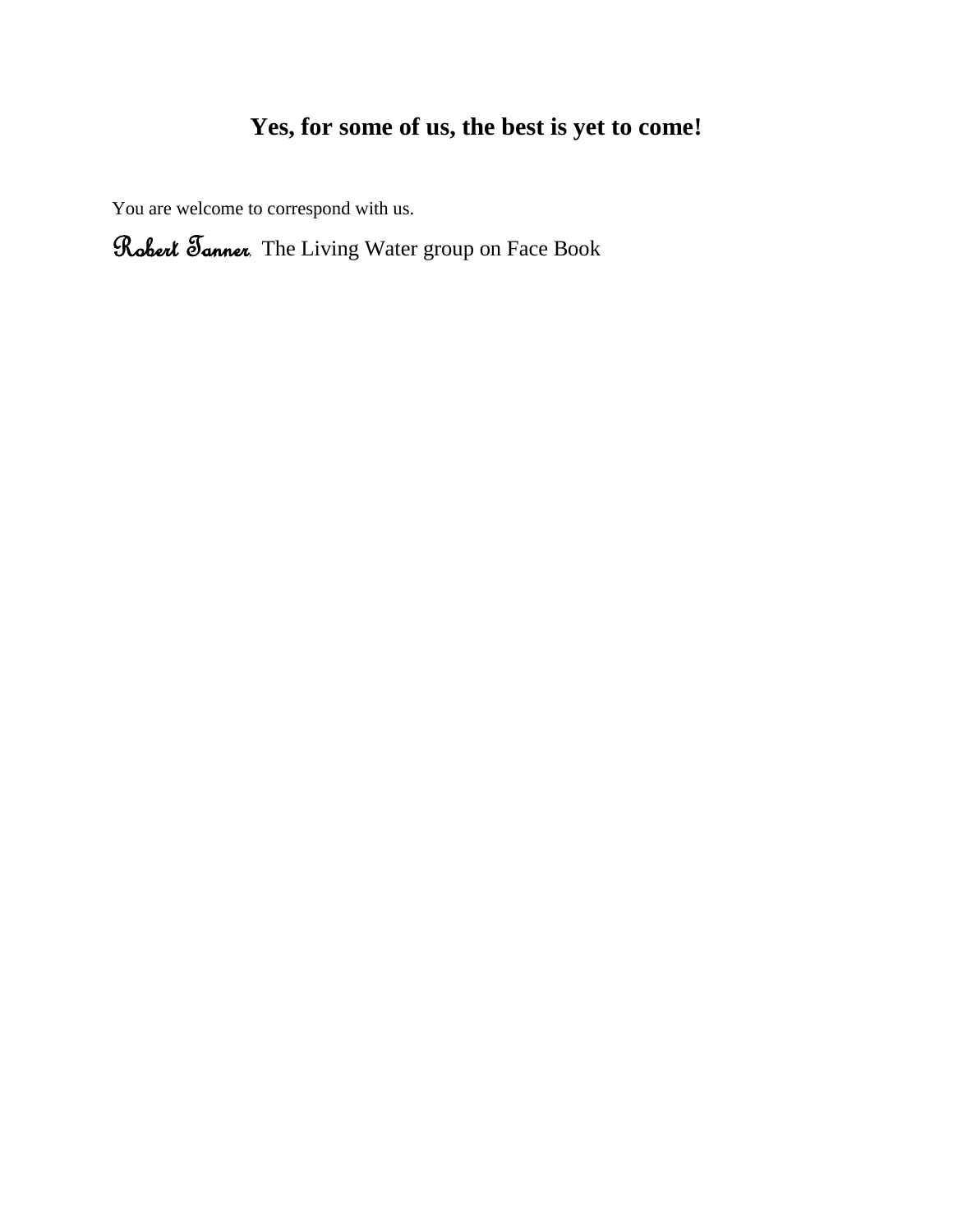**Yes, for some of us, the best is yet to come!**

You are welcome to correspond with us.

Robert Tanner, The Living Water group on Face Book